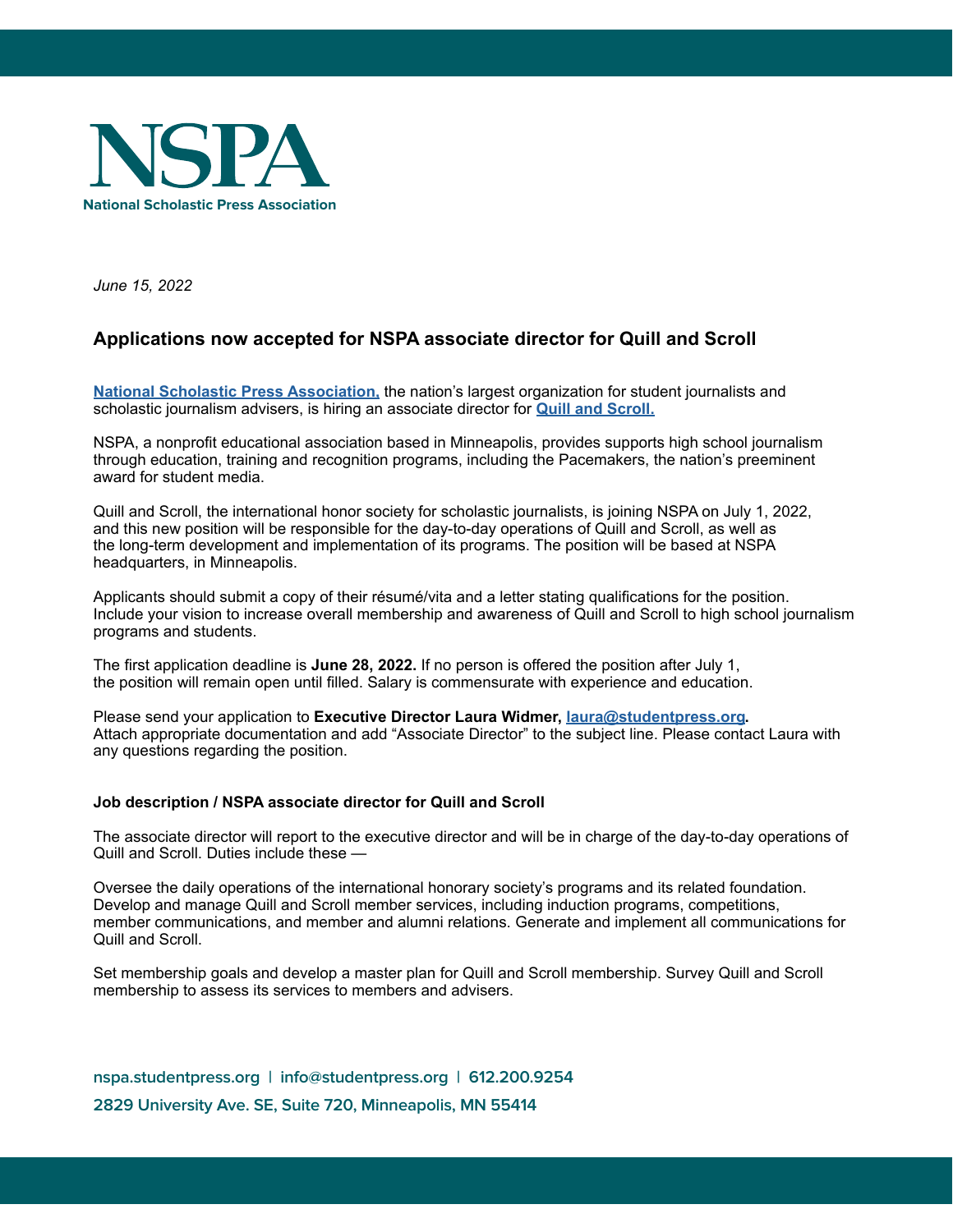# NSPA

**National Scholastic Press Association**

*June 15, 2022*

## Applications now accepted for NSPA associate director for Quill and Scroll

**National Scholastic Press Association,** the nation's largest organization for student journalists and scholastic journalism advisers, is hiring an associate director for **Quill and Scroll.**

NSPA, a nonprofit educational association based in Minneapolis, provides supports high school journalism through education, training and recognition programs, including the Pacemakers, the nation's preeminent award for student media.

Quill and Scroll, the international honor society for scholastic journalists, is joining NSPA on July 1, 2022, and this new position will be responsible for the day-to-day operations of Quill and Scroll, as well as the long-term development and implementation of its programs. The position will be based at NSPA headquarters, in Minneapolis.

Applicants should submit a copy of their résumé/vita and a letter stating qualifications for the position. Include your vision to increase overall membership and awareness of Quill and Scroll to high school journalism programs and students.

The first application deadline is **June 28, 2022.** If no person is offered the position after July 1, the position will remain open until filled. Salary is commensurate with experience and education.

Please send your application to **Executive Director Laura Widmer, laura@studentpress.org.** Attach appropriate documentation and add "Associate Director" to the subject line. Please contact Laura with any questions regarding the position.

### Job description / NSPA associate director for Quill and Scroll

The associate director will report to the executive director and will be in charge of the day-to-day operations of Quill and Scroll. Duties include these —

Oversee the daily operations of the international honorary society's programs and its related foundation. Develop and manage Quill and Scroll member services, including induction programs, competitions, member communications, and member and alumni relations. Generate and implement all communications for Quill and Scroll.

Set membership goals and develop a master plan for Quill and Scroll membership. Survey Quill and Scroll membership to assess its services to members and advisers.

nspa.studentpress.org | info@studentpress.org | 612.200.9254

2829 University Ave. SE, Suite 720, Minneapolis, MN 55414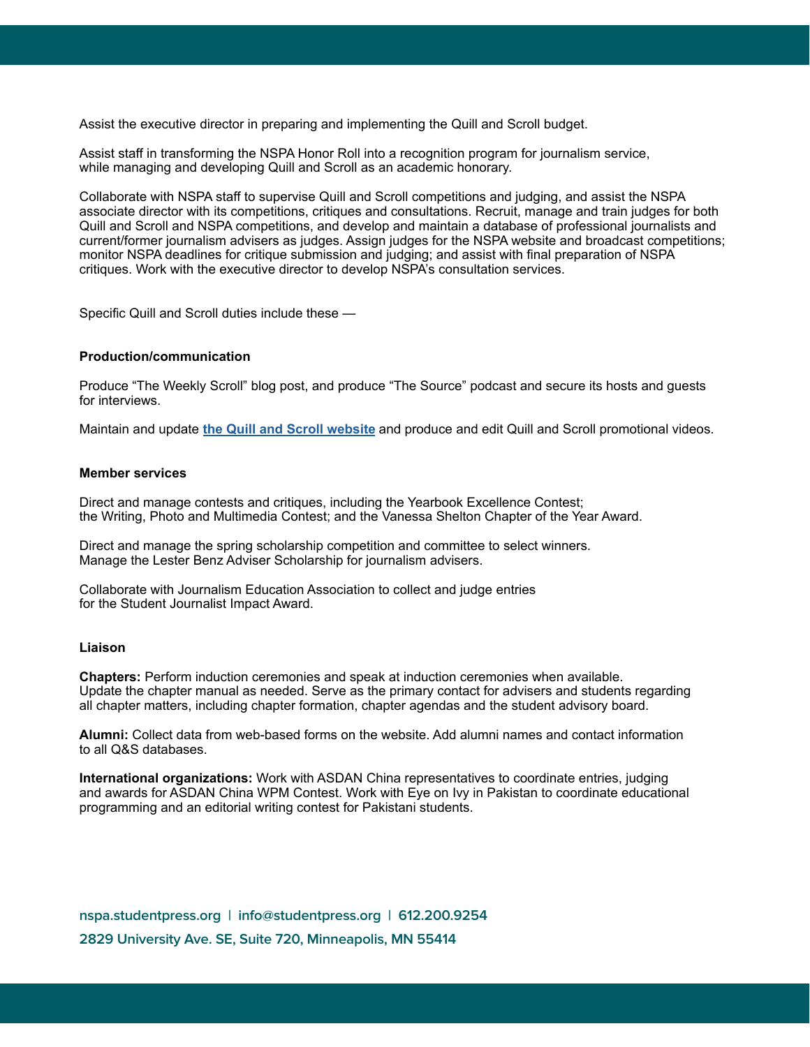Assist the executive director in preparing and implementing the Quill and Scroll budget.

Assist staff in transforming the NSPA Honor Roll into a recognition program for journalism service, while managing and developing Quill and Scroll as an academic honorary.

Collaborate with NSPA staff to supervise Quill and Scroll competitions and judging, and assist the NSPA associate director with its competitions, critiques and consultations. Recruit, manage and train judges for both Quill and Scroll and NSPA competitions, and develop and maintain a database of professional journalists and current/former journalism advisers as judges. Assign judges for the NSPA website and broadcast competitions; monitor NSPA deadlines for critique submission and judging; and assist with final preparation of NSPA critiques. Work with the executive director to develop NSPA's consultation services.

Specific Quill and Scroll duties include these —

**Production/communication**

Produce "The Weekly Scroll" blog post, and produce "The Source" podcast and secure its hosts and guests for interviews.

Maintain and update **the Quill and Scroll website** and produce and edit Quill and Scroll promotional videos.

**Member services**

Direct and manage contests and critiques, including the Yearbook Excellence Contest; the Writing, Photo and Multimedia Contest; and the Vanessa Shelton Chapter of the Year Award.

Direct and manage the spring scholarship competition and committee to select winners. Manage the Lester Benz Adviser Scholarship for journalism advisers.

Collaborate with Journalism Education Association to collect and judge entries for the Student Journalist Impact Award.

**Liaison**

**Chapters:** Perform induction ceremonies and speak at induction ceremonies when available. Update the chapter manual as needed. Serve as the primary contact for advisers and students regarding all chapter matters, including chapter formation, chapter agendas and the student advisory board.

**Alumni:** Collect data from web-based forms on the website. Add alumni names and contact information to all Q&S databases.

**International organizations:** Work with ASDAN China representatives to coordinate entries, judging and awards for ASDAN China WPM Contest. Work with Eye on Ivy in Pakistan to coordinate educational programming and an editorial writing contest for Pakistani students.

nspa.studentpress.org | info@studentpress.org | 612.200.9254

2829 University Ave. SE, Suite 720, Minneapolis, MN 55414